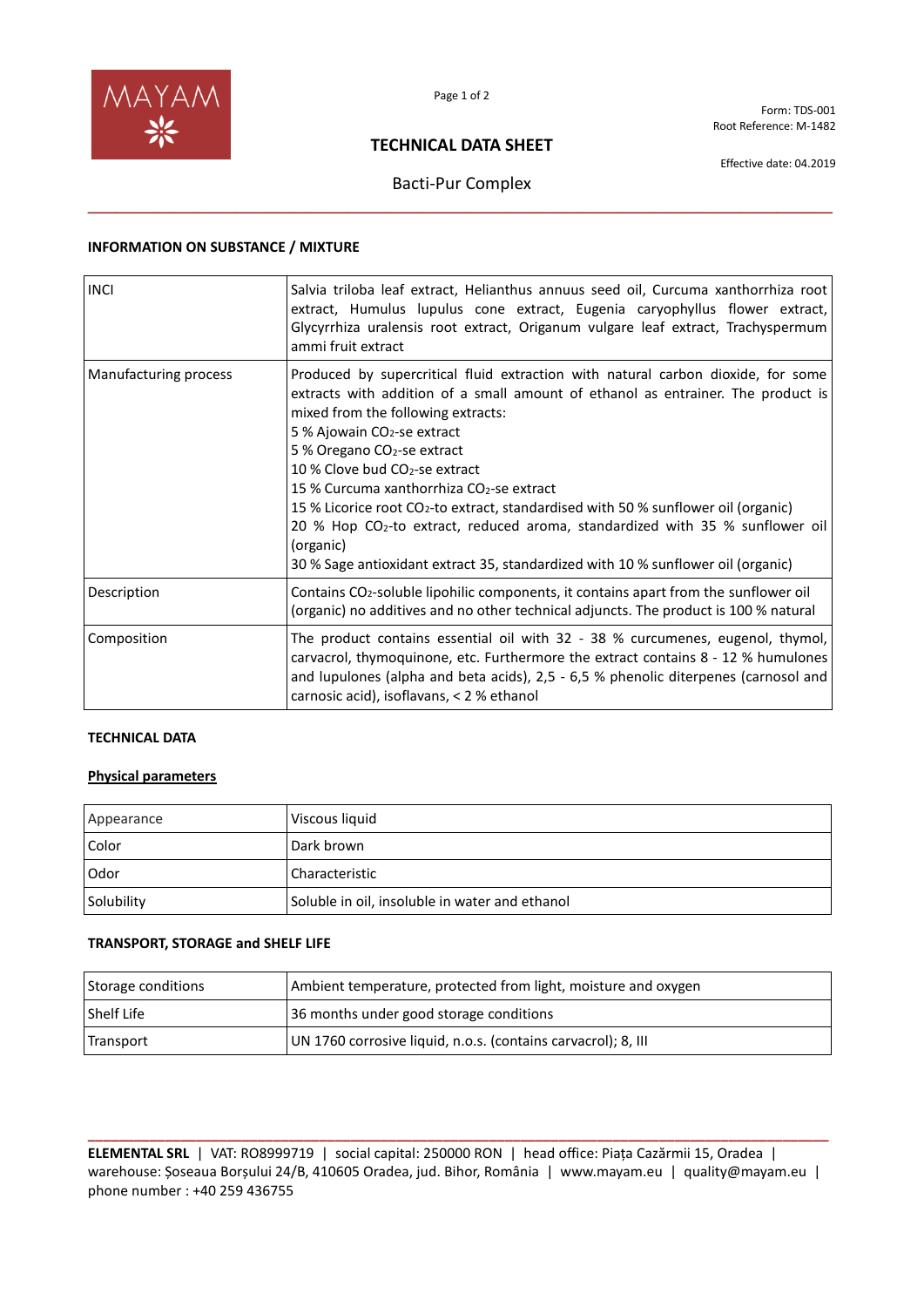MAYAM

Form: TDS-001
Root Reference: M-1482

# TECHNICAL DATA SHEET

Effective date: 04.2019

## Bacti-Pur Complex

### INFORMATION ON SUBSTANCE / MIXTURE

| | |
|---|---|
| INCI | Salvia triloba leaf extract, Helianthus annuus seed oil, Curcuma xanthorrhiza root extract, Humulus lupulus cone extract, Eugenia caryophyllus flower extract, Glycyrrhiza uralensis root extract, Origanum vulgare leaf extract, Trachyspermum ammi fruit extract |
| Manufacturing process | Produced by supercritical fluid extraction with natural carbon dioxide, for some extracts with addition of a small amount of ethanol as entrainer. The product is mixed from the following extracts:<br>5 % Ajowain $CO_2$-se extract<br>5 % Oregano $CO_2$-se extract<br>10 % Clove bud $CO_2$-se extract<br>15 % Curcuma xanthorrhiza $CO_2$-se extract<br>15 % Licorice root $CO_2$-to extract, standardised with 50 % sunflower oil (organic)<br>20 % Hop $CO_2$-to extract, reduced aroma, standardized with 35 % sunflower oil (organic)<br>30 % Sage antioxidant extract 35, standardized with 10 % sunflower oil (organic) |
| Description | Contains $CO_2$-soluble lipohilic components, it contains apart from the sunflower oil (organic) no additives and no other technical adjuncts. The product is 100 % natural |
| Composition | The product contains essential oil with 32 - 38 % curcumenes, eugenol, thymol, carvacrol, thymoquinone, etc. Furthermore the extract contains 8 - 12 % humulones and lupulones (alpha and beta acids), 2,5 - 6,5 % phenolic diterpenes (carnosol and carnosic acid), isoflavans, < 2 % ethanol |

### TECHNICAL DATA

**Physical parameters**

| | |
|---|---|
| Appearance | Viscous liquid |
| Color | Dark brown |
| Odor | Characteristic |
| Solubility | Soluble in oil, insoluble in water and ethanol |

### TRANSPORT, STORAGE and SHELF LIFE

| | |
|---|---|
| Storage conditions | Ambient temperature, protected from light, moisture and oxygen |
| Shelf Life | 36 months under good storage conditions |
| Transport | UN 1760 corrosive liquid, n.o.s. (contains carvacrol); 8, III |

**ELEMENTAL SRL** | VAT: RO8999719 | social capital: 250000 RON | head office: Piața Cazărmii 15, Oradea | warehouse: Șoseaua Borșului 24/B, 410605 Oradea, jud. Bihor, România | www.mayam.eu | quality@mayam.eu | phone number : +40 259 436755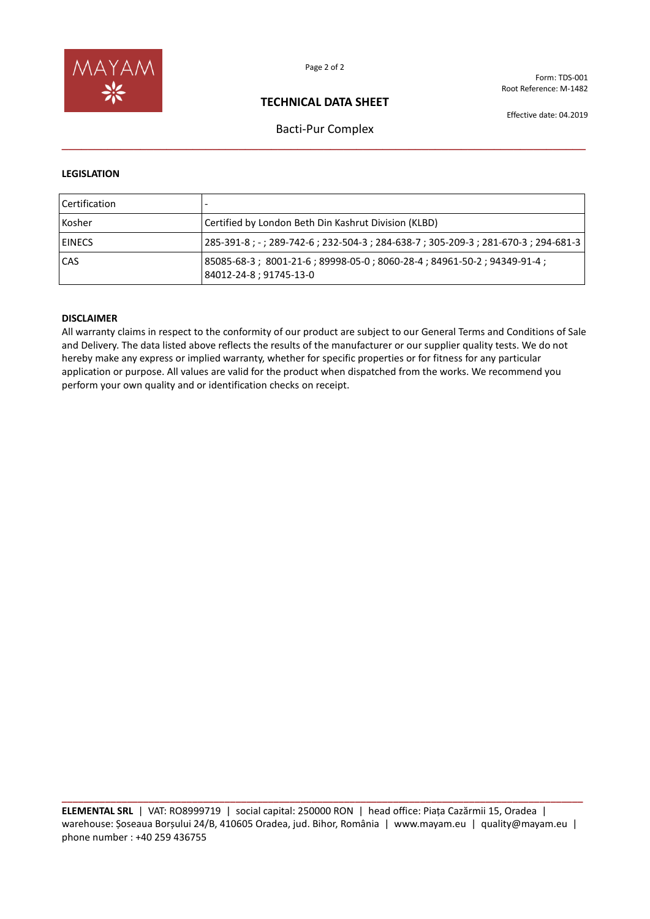**LEGISLATION**

| | |
|---|---|
| Certification | - |
| Kosher | Certified by London Beth Din Kashrut Division (KLBD) |
| EINECS | 285-391-8 ; - ; 289-742-6 ; 232-504-3 ; 284-638-7 ; 305-209-3 ; 281-670-3 ; 294-681-3 |
| CAS | 85085-68-3 ; 8001-21-6 ; 89998-05-0 ; 8060-28-4 ; 84961-50-2 ; 94349-91-4 ; 84012-24-8 ; 91745-13-0 |

**DISCLAIMER**

All warranty claims in respect to the conformity of our product are subject to our General Terms and Conditions of Sale and Delivery. The data listed above reflects the results of the manufacturer or our supplier quality tests. We do not hereby make any express or implied warranty, whether for specific properties or for fitness for any particular application or purpose. All values are valid for the product when dispatched from the works. We recommend you perform your own quality and or identification checks on receipt.